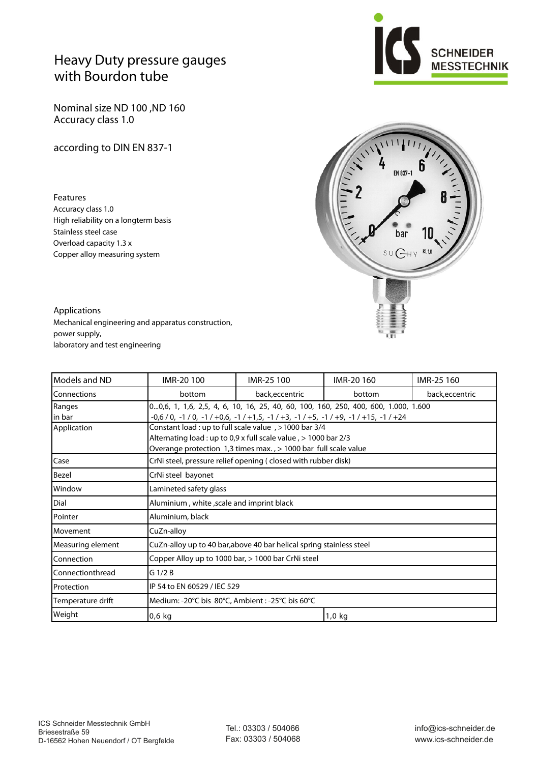# Heavy Duty pressure gauges with Bourdon tube

Nominal size ND 100 ,ND 160
Accuracy class 1.0

according to DIN EN 837-1

SCHNEIDER MESSTECHNIK

## Features

Accuracy class 1.0
High reliability on a longterm basis
Stainless steel case
Overload capacity 1.3 x
Copper alloy measuring system

## Applications

Mechanical engineering and apparatus construction,
power supply,
laboratory and test engineering

| Models and ND | IMR-20 100 | IMR-25 100 | IMR-20 160 | IMR-25 160 |
|---|---|---|---|---|
| Connections | bottom | back,eccentric | bottom | back,eccentric |
| Ranges in bar | 0...0,6, 1, 1,6, 2,5, 4, 6, 10, 16, 25, 40, 60, 100, 160, 250, 400, 600, 1.000, 1.600<br>-0,6 / 0, -1 / 0, -1 / +0,6, -1 / +1,5, -1 / +3, -1 / +5, -1 / +9, -1 / +15, -1 / +24 | | | |
| Application | Constant load : up to full scale value , >1000 bar 3/4<br>Alternating load : up to 0,9 x full scale value , > 1000 bar 2/3<br>Overange protection 1,3 times max. , > 1000 bar full scale value | | | |
| Case | CrNi steel, pressure relief opening ( closed with rubber disk) | | | |
| Bezel | CrNi steel bayonet | | | |
| Window | Lamineted safety glass | | | |
| Dial | Aluminium , white ,scale and imprint black | | | |
| Pointer | Aluminium, black | | | |
| Movement | CuZn-alloy | | | |
| Measuring element | CuZn-alloy up to 40 bar,above 40 bar helical spring stainless steel | | | |
| Connection | Copper Alloy up to 1000 bar, > 1000 bar CrNi steel | | | |
| Connectionthread | G 1/2 B | | | |
| Protection | IP 54 to EN 60529 / IEC 529 | | | |
| Temperature drift | Medium: -20°C bis 80°C, Ambient : -25°C bis 60°C | | | |
| Weight | 0,6 kg | | 1,0 kg | |

ICS Schneider Messtechnik GmbH
Briesestraße 59
D-16562 Hohen Neuendorf / OT Bergfelde

Tel.: 03303 / 504066
Fax: 03303 / 504068

info@ics-schneider.de
www.ics-schneider.de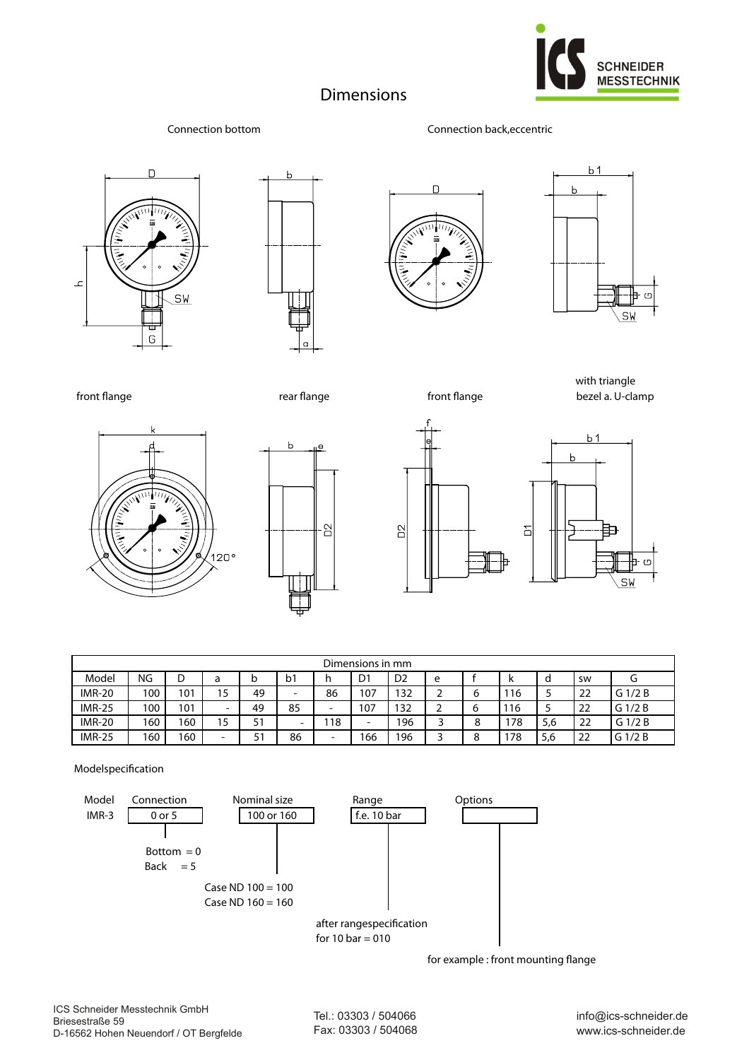# Dimensions

Connection bottom

Connection back,eccentric

front flange

rear flange

front flange

with triangle bezel a. U-clamp

| Dimensions in mm | | | | | | | | | | | | | | |
|---|---|---|---|---|---|---|---|---|---|---|---|---|---|---|
| Model | NG | D | a | b | b1 | h | D1 | D2 | e | f | k | d | sw | G |
| IMR-20 | 100 | 101 | 15 | 49 | - | 86 | 107 | 132 | 2 | 6 | 116 | 5 | 22 | G 1/2 B |
| IMR-25 | 100 | 101 | - | 49 | 85 | - | 107 | 132 | 2 | 6 | 116 | 5 | 22 | G 1/2 B |
| IMR-20 | 160 | 160 | 15 | 51 | - | 118 | - | 196 | 3 | 8 | 178 | 5,6 | 22 | G 1/2 B |
| IMR-25 | 160 | 160 | - | 51 | 86 | - | 166 | 196 | 3 | 8 | 178 | 5,6 | 22 | G 1/2 B |

Modelspecification

| Model | Connection | Nominal size | Range | Options |
|---|---|---|---|---|
| IMR-3 | 0 or 5 | 100 or 160 | f.e. 10 bar | |

Bottom = 0
Back = 5

Case ND 100 = 100
Case ND 160 = 160

after rangespecification
for 10 bar = 010

for example : front mounting flange

ICS Schneider Messtechnik GmbH
Briesestraße 59
D-16562 Hohen Neuendorf / OT Bergfelde

Tel.: 03303 / 504066
Fax: 03303 / 504068

info@ics-schneider.de
www.ics-schneider.de